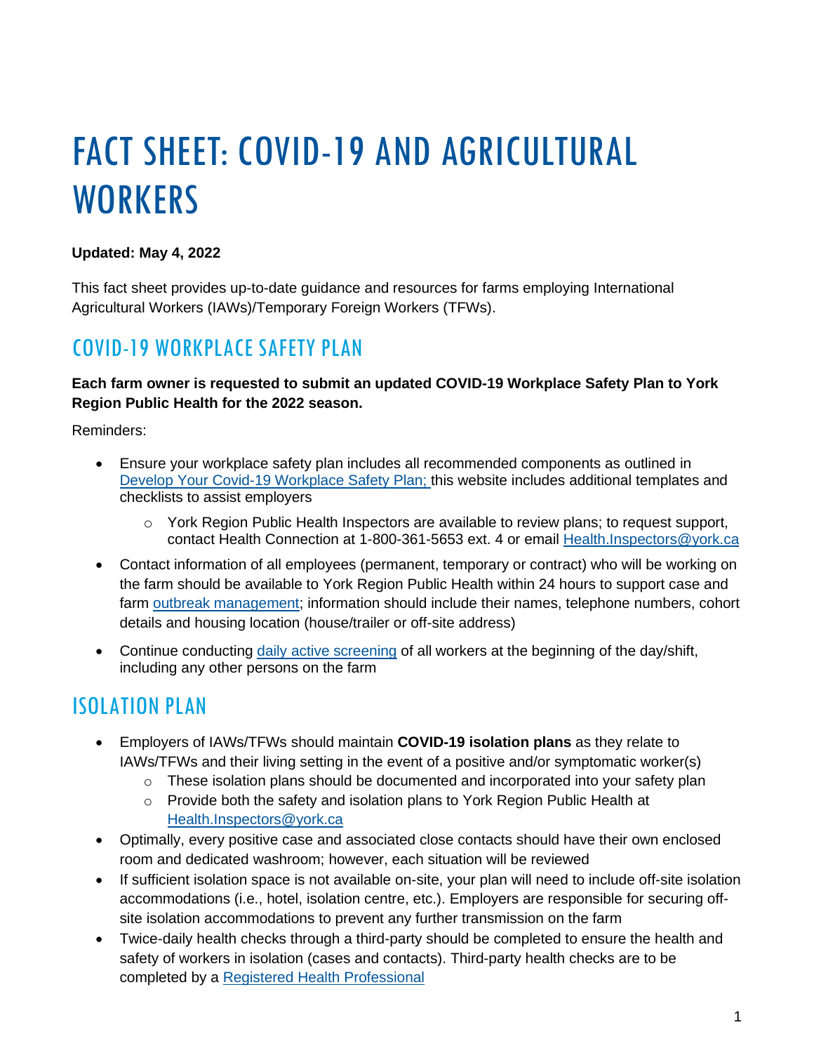# FACT SHEET: COVID-19 AND AGRICULTURAL WORKERS

**Updated: May 4, 2022**

This fact sheet provides up-to-date guidance and resources for farms employing International Agricultural Workers (IAWs)/Temporary Foreign Workers (TFWs).

## COVID-19 WORKPLACE SAFETY PLAN

**Each farm owner is requested to submit an updated COVID-19 Workplace Safety Plan to York Region Public Health for the 2022 season.**

Reminders:

- Ensure your workplace safety plan includes all recommended components as outlined in Develop Your Covid-19 Workplace Safety Plan; this website includes additional templates and checklists to assist employers
  - York Region Public Health Inspectors are available to review plans; to request support, contact Health Connection at 1-800-361-5653 ext. 4 or email Health.Inspectors@york.ca
- Contact information of all employees (permanent, temporary or contract) who will be working on the farm should be available to York Region Public Health within 24 hours to support case and farm outbreak management; information should include their names, telephone numbers, cohort details and housing location (house/trailer or off-site address)
- Continue conducting daily active screening of all workers at the beginning of the day/shift, including any other persons on the farm

## ISOLATION PLAN

- Employers of IAWs/TFWs should maintain **COVID-19 isolation plans** as they relate to IAWs/TFWs and their living setting in the event of a positive and/or symptomatic worker(s)
  - These isolation plans should be documented and incorporated into your safety plan
  - Provide both the safety and isolation plans to York Region Public Health at Health.Inspectors@york.ca
- Optimally, every positive case and associated close contacts should have their own enclosed room and dedicated washroom; however, each situation will be reviewed
- If sufficient isolation space is not available on-site, your plan will need to include off-site isolation accommodations (i.e., hotel, isolation centre, etc.). Employers are responsible for securing off-site isolation accommodations to prevent any further transmission on the farm
- Twice-daily health checks through a third-party should be completed to ensure the health and safety of workers in isolation (cases and contacts). Third-party health checks are to be completed by a Registered Health Professional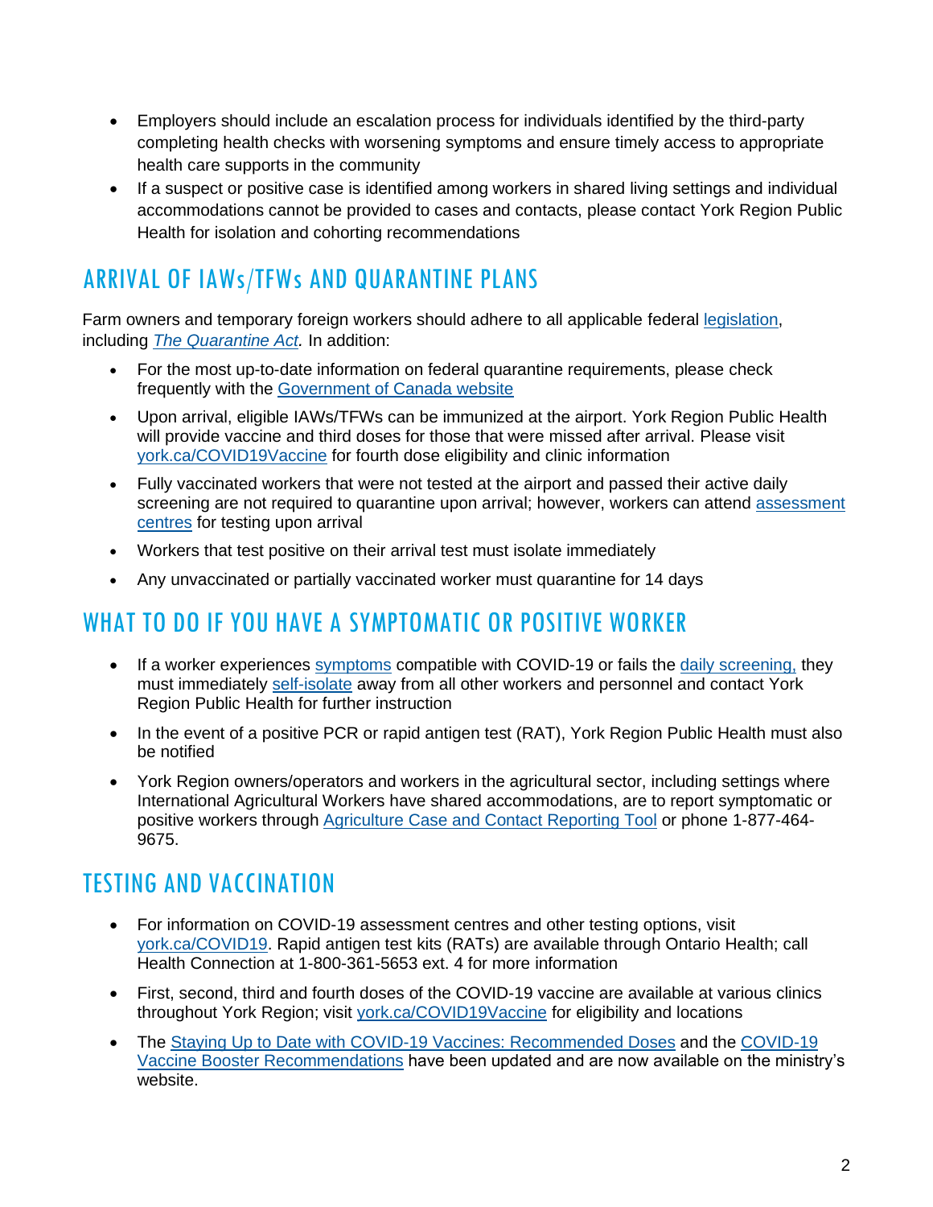- Employers should include an escalation process for individuals identified by the third-party completing health checks with worsening symptoms and ensure timely access to appropriate health care supports in the community
- If a suspect or positive case is identified among workers in shared living settings and individual accommodations cannot be provided to cases and contacts, please contact York Region Public Health for isolation and cohorting recommendations

## ARRIVAL OF IAWs/TFWs AND QUARANTINE PLANS

Farm owners and temporary foreign workers should adhere to all applicable federal legislation, including *The Quarantine Act.* In addition:

- For the most up-to-date information on federal quarantine requirements, please check frequently with the Government of Canada website
- Upon arrival, eligible IAWs/TFWs can be immunized at the airport. York Region Public Health will provide vaccine and third doses for those that were missed after arrival. Please visit york.ca/COVID19Vaccine for fourth dose eligibility and clinic information
- Fully vaccinated workers that were not tested at the airport and passed their active daily screening are not required to quarantine upon arrival; however, workers can attend assessment centres for testing upon arrival
- Workers that test positive on their arrival test must isolate immediately
- Any unvaccinated or partially vaccinated worker must quarantine for 14 days

## WHAT TO DO IF YOU HAVE A SYMPTOMATIC OR POSITIVE WORKER

- If a worker experiences symptoms compatible with COVID-19 or fails the daily screening, they must immediately self-isolate away from all other workers and personnel and contact York Region Public Health for further instruction
- In the event of a positive PCR or rapid antigen test (RAT), York Region Public Health must also be notified
- York Region owners/operators and workers in the agricultural sector, including settings where International Agricultural Workers have shared accommodations, are to report symptomatic or positive workers through Agriculture Case and Contact Reporting Tool or phone 1-877-464-9675.

## TESTING AND VACCINATION

- For information on COVID-19 assessment centres and other testing options, visit york.ca/COVID19. Rapid antigen test kits (RATs) are available through Ontario Health; call Health Connection at 1-800-361-5653 ext. 4 for more information
- First, second, third and fourth doses of the COVID-19 vaccine are available at various clinics throughout York Region; visit york.ca/COVID19Vaccine for eligibility and locations
- The Staying Up to Date with COVID-19 Vaccines: Recommended Doses and the COVID-19 Vaccine Booster Recommendations have been updated and are now available on the ministry's website.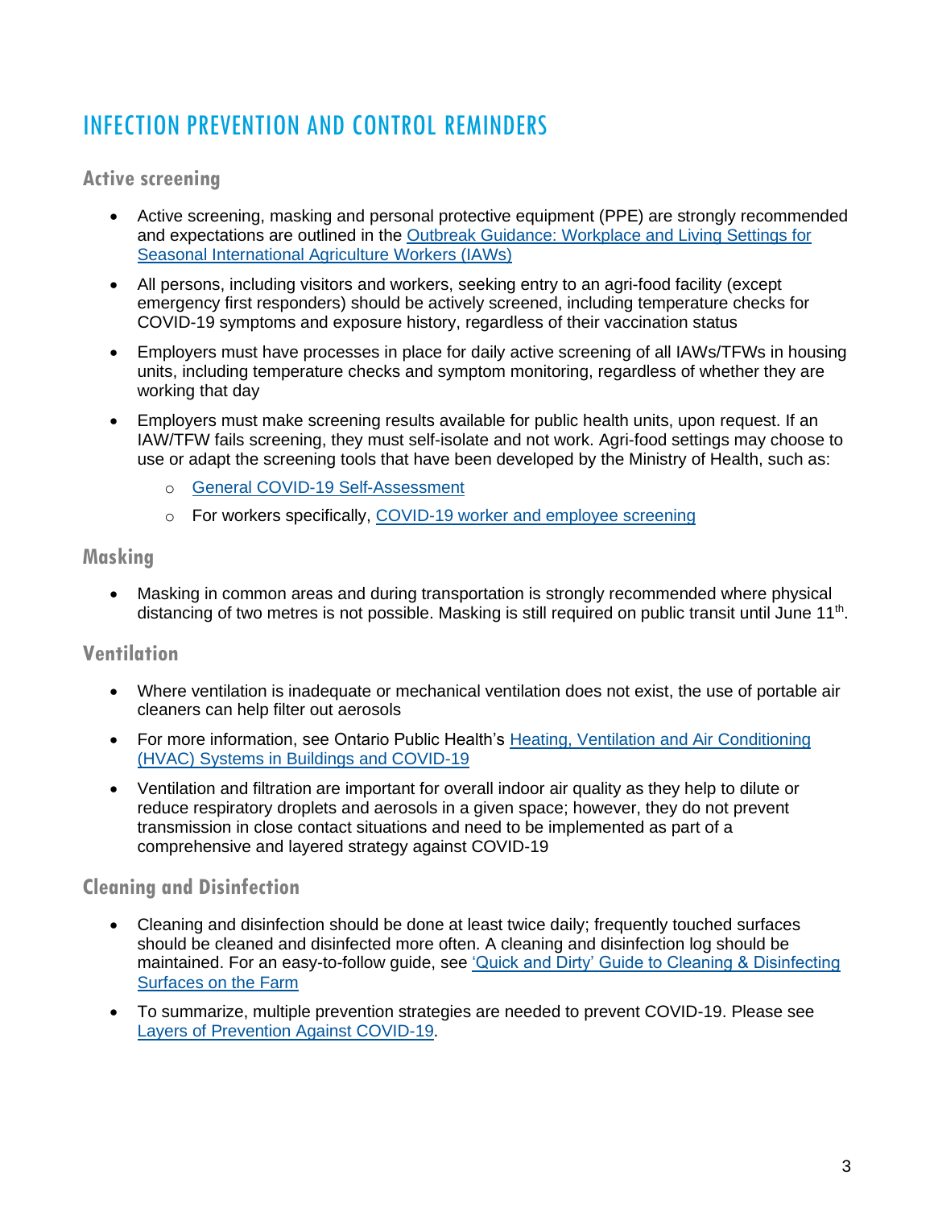# INFECTION PREVENTION AND CONTROL REMINDERS

## Active screening

- Active screening, masking and personal protective equipment (PPE) are strongly recommended and expectations are outlined in the Outbreak Guidance: Workplace and Living Settings for Seasonal International Agriculture Workers (IAWs)
- All persons, including visitors and workers, seeking entry to an agri-food facility (except emergency first responders) should be actively screened, including temperature checks for COVID-19 symptoms and exposure history, regardless of their vaccination status
- Employers must have processes in place for daily active screening of all IAWs/TFWs in housing units, including temperature checks and symptom monitoring, regardless of whether they are working that day
- Employers must make screening results available for public health units, upon request. If an IAW/TFW fails screening, they must self-isolate and not work. Agri-food settings may choose to use or adapt the screening tools that have been developed by the Ministry of Health, such as:
  - General COVID-19 Self-Assessment
  - For workers specifically, COVID-19 worker and employee screening

## Masking

- Masking in common areas and during transportation is strongly recommended where physical distancing of two metres is not possible. Masking is still required on public transit until June 11th.

## Ventilation

- Where ventilation is inadequate or mechanical ventilation does not exist, the use of portable air cleaners can help filter out aerosols
- For more information, see Ontario Public Health's Heating, Ventilation and Air Conditioning (HVAC) Systems in Buildings and COVID-19
- Ventilation and filtration are important for overall indoor air quality as they help to dilute or reduce respiratory droplets and aerosols in a given space; however, they do not prevent transmission in close contact situations and need to be implemented as part of a comprehensive and layered strategy against COVID-19

## Cleaning and Disinfection

- Cleaning and disinfection should be done at least twice daily; frequently touched surfaces should be cleaned and disinfected more often. A cleaning and disinfection log should be maintained. For an easy-to-follow guide, see 'Quick and Dirty' Guide to Cleaning & Disinfecting Surfaces on the Farm
- To summarize, multiple prevention strategies are needed to prevent COVID-19. Please see Layers of Prevention Against COVID-19.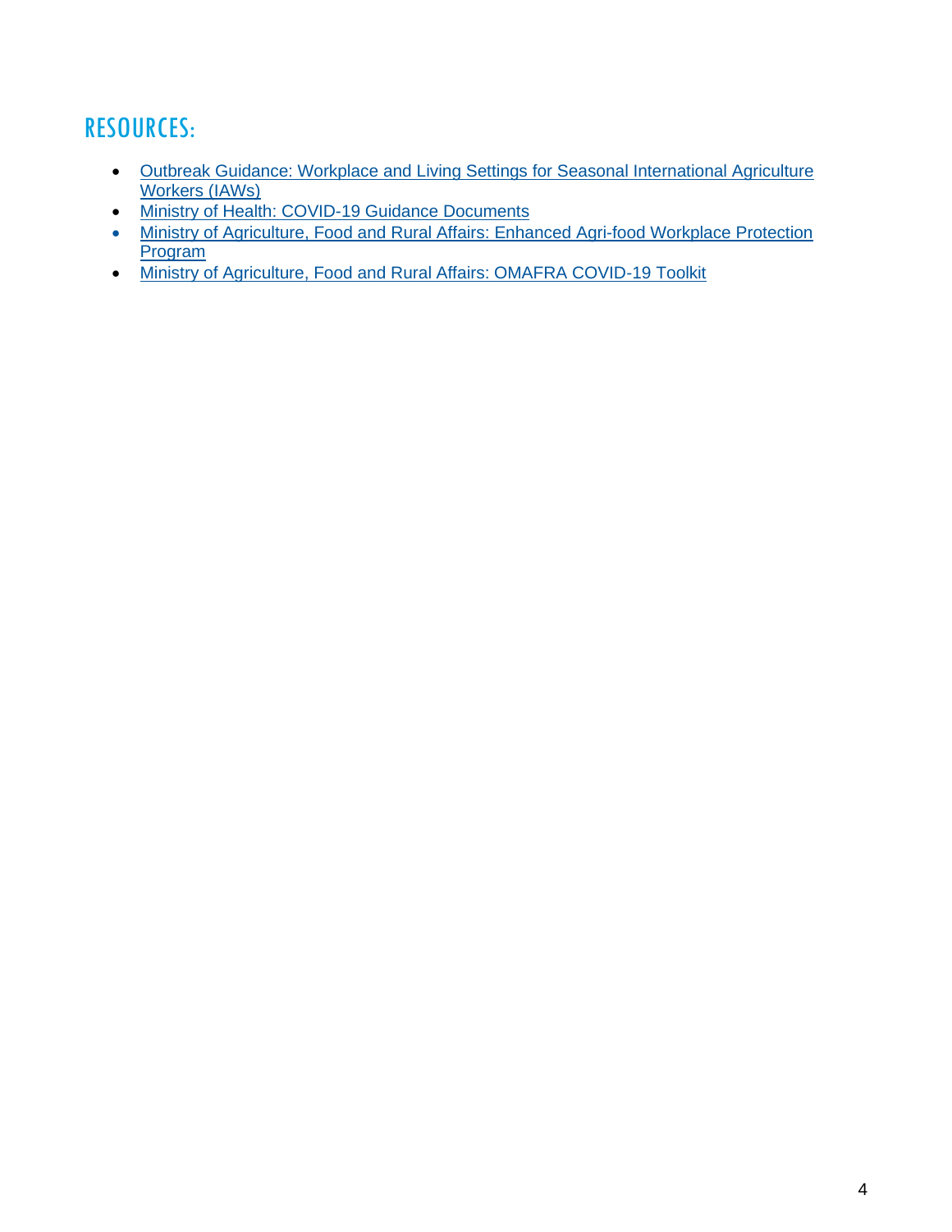## RESOURCES:

- Outbreak Guidance: Workplace and Living Settings for Seasonal International Agriculture Workers (IAWs)
- Ministry of Health: COVID-19 Guidance Documents
- Ministry of Agriculture, Food and Rural Affairs: Enhanced Agri-food Workplace Protection Program
- Ministry of Agriculture, Food and Rural Affairs: OMAFRA COVID-19 Toolkit